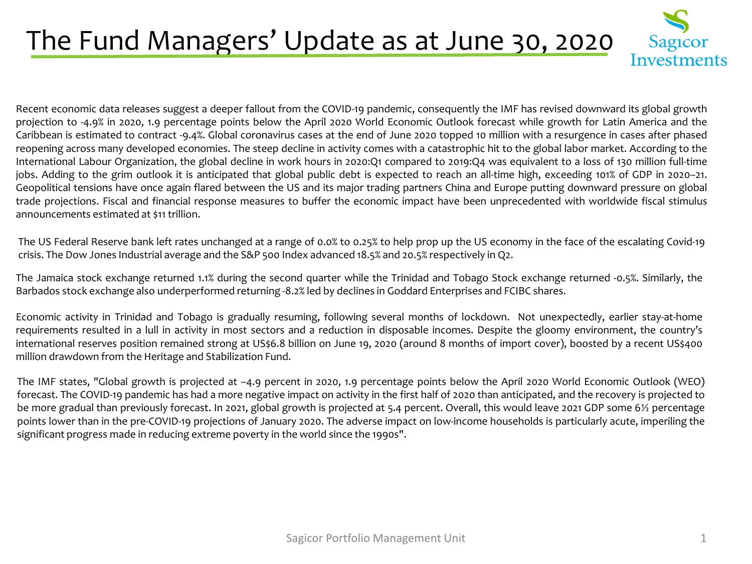# The Fund Managers' Update as at June 30, 2020

Recent economic data releases suggest a deeper fallout from the COVID-19 pandemic, consequently the IMF has revised downward its global growth projection to -4.9% in 2020, 1.9 percentage points below the April 2020 World Economic Outlook forecast while growth for Latin America and the Caribbean is estimated to contract -9.4%. Global coronavirus cases at the end of June 2020 topped 10 million with a resurgence in cases after phased reopening across many developed economies. The steep decline in activity comes with a catastrophic hit to the global labor market. According to the International Labour Organization, the global decline in work hours in 2020:Q1 compared to 2019:Q4 was equivalent to a loss of 130 million full-time jobs. Adding to the grim outlook it is anticipated that global public debt is expected to reach an all-time high, exceeding 101% of GDP in 2020–21. Geopolitical tensions have once again flared between the US and its major trading partners China and Europe putting downward pressure on global trade projections. Fiscal and financial response measures to buffer the economic impact have been unprecedented with worldwide fiscal stimulus announcements estimated at $11 trillion.

The US Federal Reserve bank left rates unchanged at a range of 0.0% to 0.25% to help prop up the US economy in the face of the escalating Covid-19 crisis. The Dow Jones Industrial average and the S&P 500 Index advanced 18.5% and 20.5% respectively in Q2.

The Jamaica stock exchange returned 1.1% during the second quarter while the Trinidad and Tobago Stock exchange returned -0.5%. Similarly, the Barbados stock exchange also underperformed returning -8.2% led by declines in Goddard Enterprises and FCIBC shares.

Economic activity in Trinidad and Tobago is gradually resuming, following several months of lockdown. Not unexpectedly, earlier stay-at-home requirements resulted in a lull in activity in most sectors and a reduction in disposable incomes. Despite the gloomy environment, the country's international reserves position remained strong at US$6.8 billion on June 19, 2020 (around 8 months of import cover), boosted by a recent US$400 million drawdown from the Heritage and Stabilization Fund.

The IMF states, "Global growth is projected at –4.9 percent in 2020, 1.9 percentage points below the April 2020 World Economic Outlook (WEO) forecast. The COVID-19 pandemic has had a more negative impact on activity in the first half of 2020 than anticipated, and the recovery is projected to be more gradual than previously forecast. In 2021, global growth is projected at 5.4 percent. Overall, this would leave 2021 GDP some 6½ percentage points lower than in the pre-COVID-19 projections of January 2020. The adverse impact on low-income households is particularly acute, imperiling the significant progress made in reducing extreme poverty in the world since the 1990s".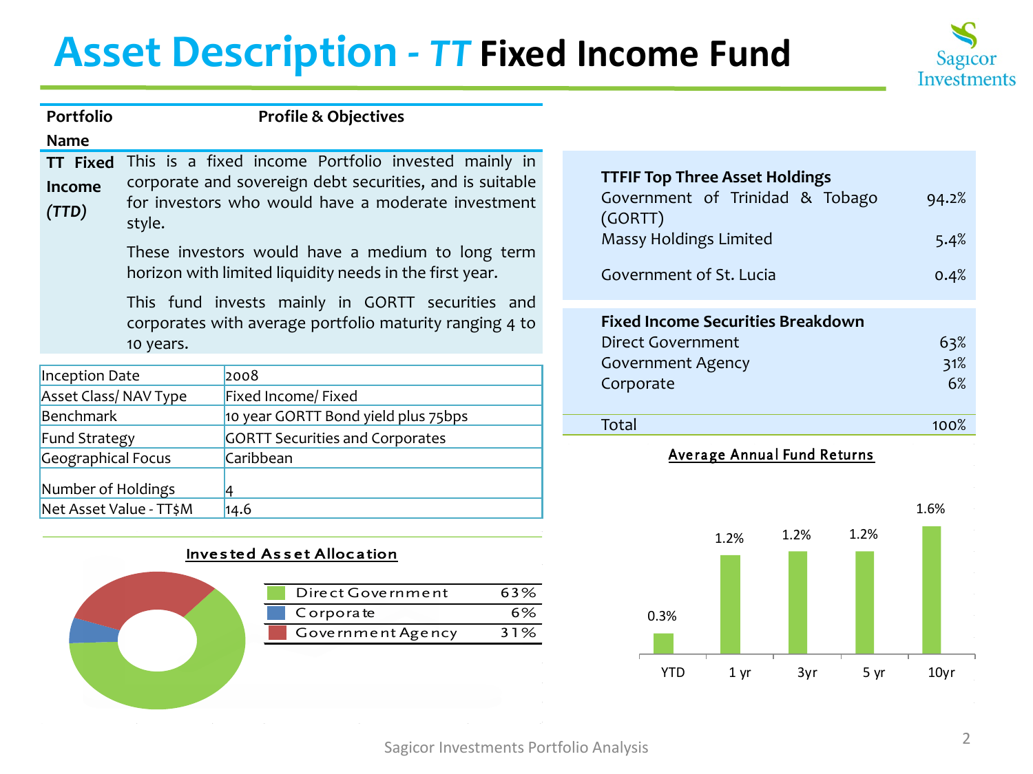# Asset Description - *TT* Fixed Income Fund

| Portfolio Name | Profile & Objectives |
|---|---|
| **TT Fixed Income *(TTD)*** | This is a fixed income Portfolio invested mainly in corporate and sovereign debt securities, and is suitable for investors who would have a moderate investment style. These investors would have a medium to long term horizon with limited liquidity needs in the first year. This fund invests mainly in GORTT securities and corporates with average portfolio maturity ranging 4 to 10 years. |

| | |
|---|---|
| Inception Date | 2008 |
| Asset Class/ NAV Type | Fixed Income/ Fixed |
| Benchmark | 10 year GORTT Bond yield plus 75bps |
| Fund Strategy | GORTT Securities and Corporates |
| Geographical Focus | Caribbean |
| Number of Holdings | 4 |
| Net Asset Value - TT$M | 14.6 |

**Invested Asset Allocation**

| | |
|---|---|
| Direct Government | 63% |
| Corporate | 6% |
| Government Agency | 31% |

**TTFIF Top Three Asset Holdings**

| | |
|---|---|
| Government of Trinidad & Tobago (GORTT) | 94.2% |
| Massy Holdings Limited | 5.4% |
| Government of St. Lucia | 0.4% |

**Fixed Income Securities Breakdown**

| | |
|---|---|
| Direct Government | 63% |
| Government Agency | 31% |
| Corporate | 6% |
| Total | 100% |

**Average Annual Fund Returns**

YTD: 0.3%
1 yr: 1.2%
3yr: 1.2%
5 yr: 1.2%
10yr: 1.6%

Sagicor Investments Portfolio Analysis